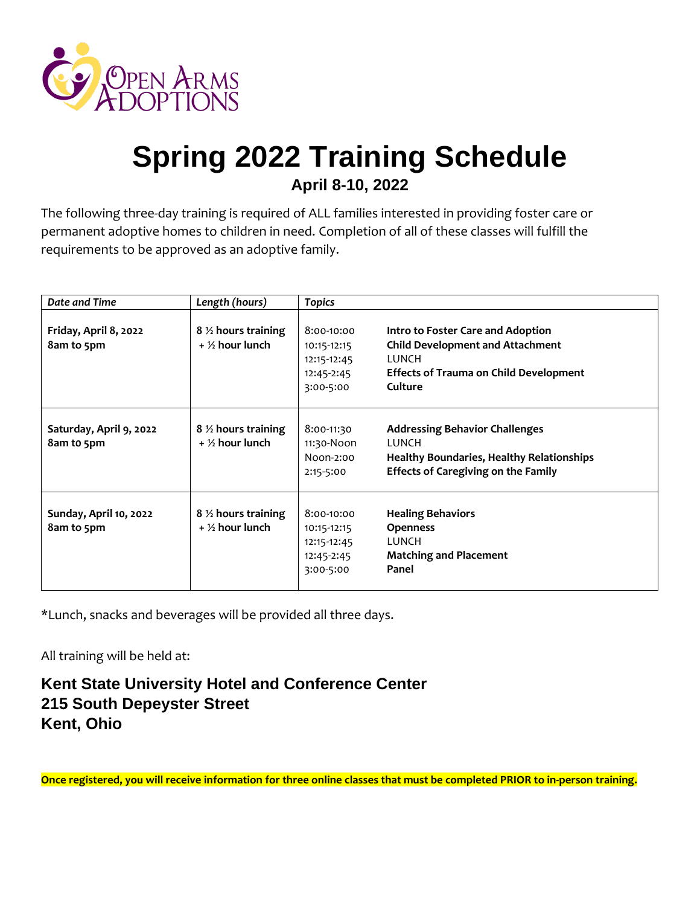# Spring 2022 Training Schedule

## April 8-10, 2022

The following three-day training is required of ALL families interested in providing foster care or permanent adoptive homes to children in need. Completion of all of these classes will fulfill the requirements to be approved as an adoptive family.

| *Date and Time* | *Length (hours)* | *Topics* | |
|---|---|---|---|
| **Friday, April 8, 2022**<br>**8am to 5pm** | **8 ½ hours training**<br>**+ ½ hour lunch** | 8:00-10:00<br>10:15-12:15<br>12:15-12:45<br>12:45-2:45<br>3:00-5:00 | **Intro to Foster Care and Adoption**<br>**Child Development and Attachment**<br>LUNCH<br>**Effects of Trauma on Child Development**<br>**Culture** |
| **Saturday, April 9, 2022**<br>**8am to 5pm** | **8 ½ hours training**<br>**+ ½ hour lunch** | 8:00-11:30<br>11:30-Noon<br>Noon-2:00<br>2:15-5:00 | **Addressing Behavior Challenges**<br>LUNCH<br>**Healthy Boundaries, Healthy Relationships**<br>**Effects of Caregiving on the Family** |
| **Sunday, April 10, 2022**<br>**8am to 5pm** | **8 ½ hours training**<br>**+ ½ hour lunch** | 8:00-10:00<br>10:15-12:15<br>12:15-12:45<br>12:45-2:45<br>3:00-5:00 | **Healing Behaviors**<br>**Openness**<br>LUNCH<br>**Matching and Placement**<br>**Panel** |

*Lunch, snacks and beverages will be provided all three days.

All training will be held at:

**Kent State University Hotel and Conference Center**
**215 South Depeyster Street**
**Kent, Ohio**

**Once registered, you will receive information for three online classes that must be completed PRIOR to in-person training.**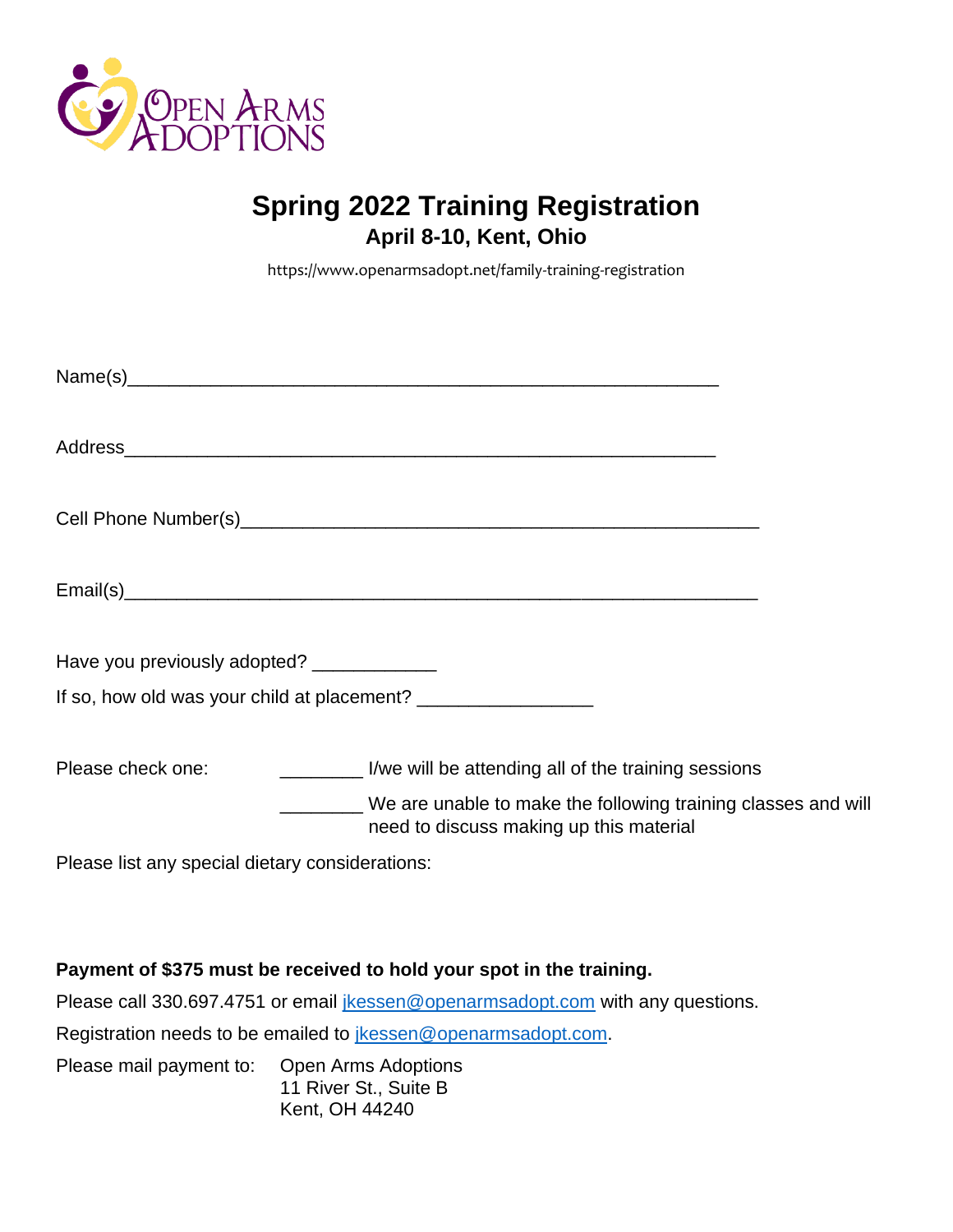Open Arms Adoptions

# Spring 2022 Training Registration

## April 8-10, Kent, Ohio

https://www.openarmsadopt.net/family-training-registration

Name(s)________________________________________________________

Address________________________________________________________

Cell Phone Number(s)___________________________________________

Email(s)_______________________________________________________

Have you previously adopted? ____________

If so, how old was your child at placement? _________________

Please check one: ________ I/we will be attending all of the training sessions

________ We are unable to make the following training classes and will need to discuss making up this material

Please list any special dietary considerations:

**Payment of $375 must be received to hold your spot in the training.**

Please call 330.697.4751 or email jkessen@openarmsadopt.com with any questions.

Registration needs to be emailed to jkessen@openarmsadopt.com.

Please mail payment to: Open Arms Adoptions
11 River St., Suite B
Kent, OH 44240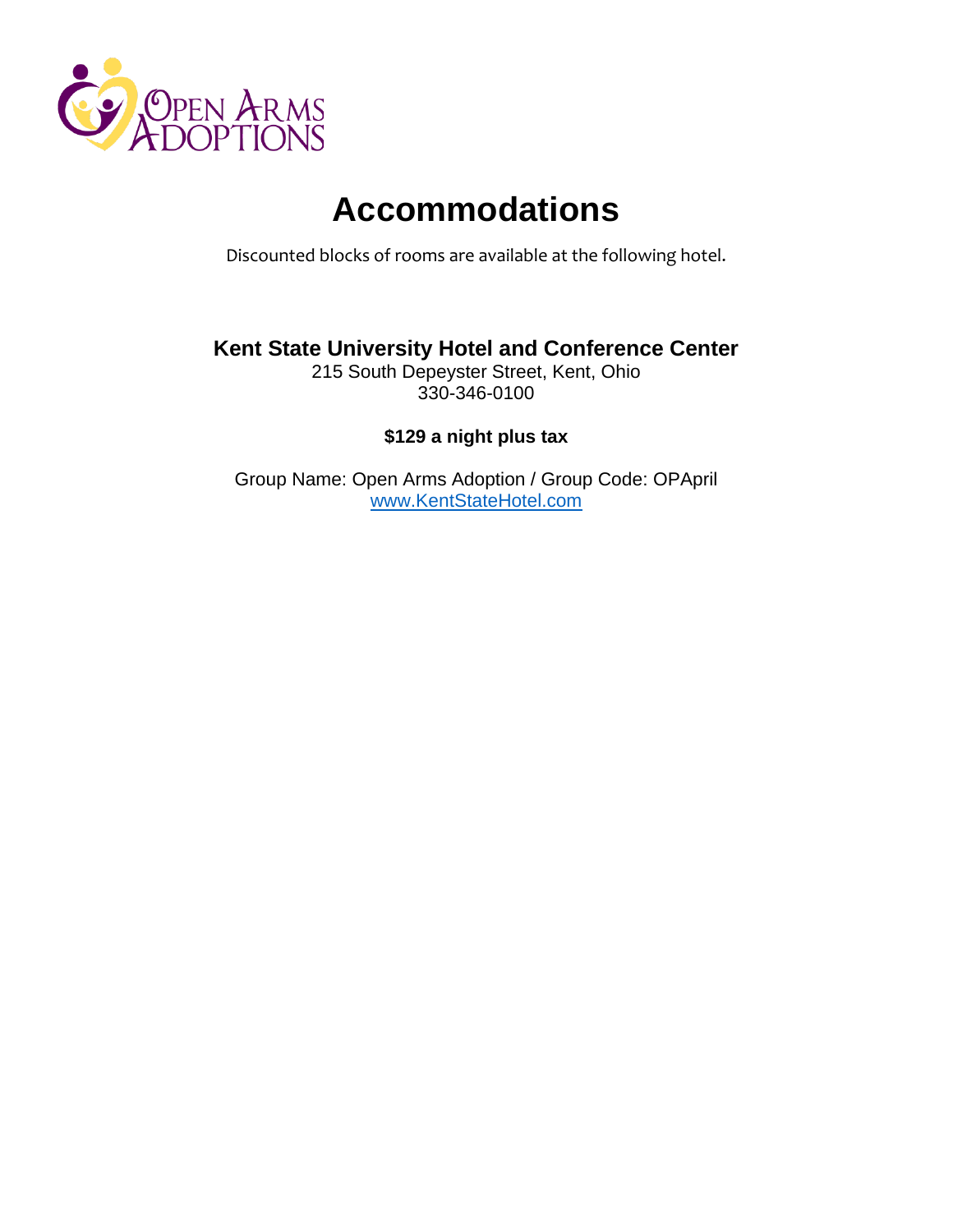# Accommodations

Discounted blocks of rooms are available at the following hotel.

**Kent State University Hotel and Conference Center**
215 South Depeyster Street, Kent, Ohio
330-346-0100

**$129 a night plus tax**

Group Name: Open Arms Adoption / Group Code: OPApril
www.KentStateHotel.com